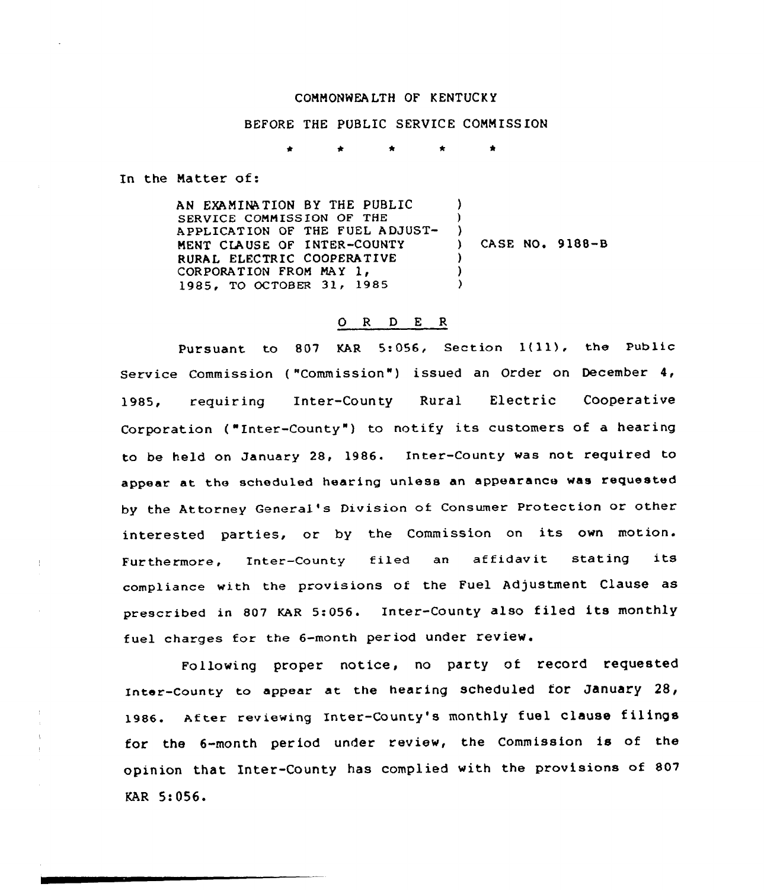COMMONWEALTH OF KENTUCKY

BEFORE THE PUBLIC SERVICE COMMISSION

\* \* \* \* \*

In the Matter of:

AN EXAMINATION BY THE PUBLIC SERVICE COMMISSION OF THE APPLICATION OF THE FUEL ADJUSTMENT CLAUSE OF INTER-COUNTY RURAL ELECTRIC COOPERATIVE CORPORATION FROM MAY 1, 1985, TO OCTOBER 31, 1985 ) CASE NO. 9188-B

## O R D E R

Pursuant to 807 KAR 5:056, Section 1(11), the Public Service Commission ("Commission") issued an Order on December 4, 1985, requiring Inter-County Rural Electric Cooperative Corporation ("Inter-County") to notify its customers of a hearing to be held on January 28, 1986. Inter-County was not required to appear at the scheduled hearing unless an appearance was requested by the Attorney General's Division of Consumer Protection or other interested parties, or by the Commission on its own motion. Furthermore, Inter-County filed an affidavit stating its compliance with the provisions of the Fuel Adjustment Clause as prescribed in 807 KAR 5:056. Inter-County also filed its monthly fuel charges for the 6-month period under review.

Following proper notice, no party of record requested Inter-County to appear at the hearing scheduled for January 28, 1986. After reviewing Inter-County's monthly fuel clause filings for the 6-month period under review, the Commission is of the opinion that Inter-County has complied with the provisions of 807 KAR 5:056.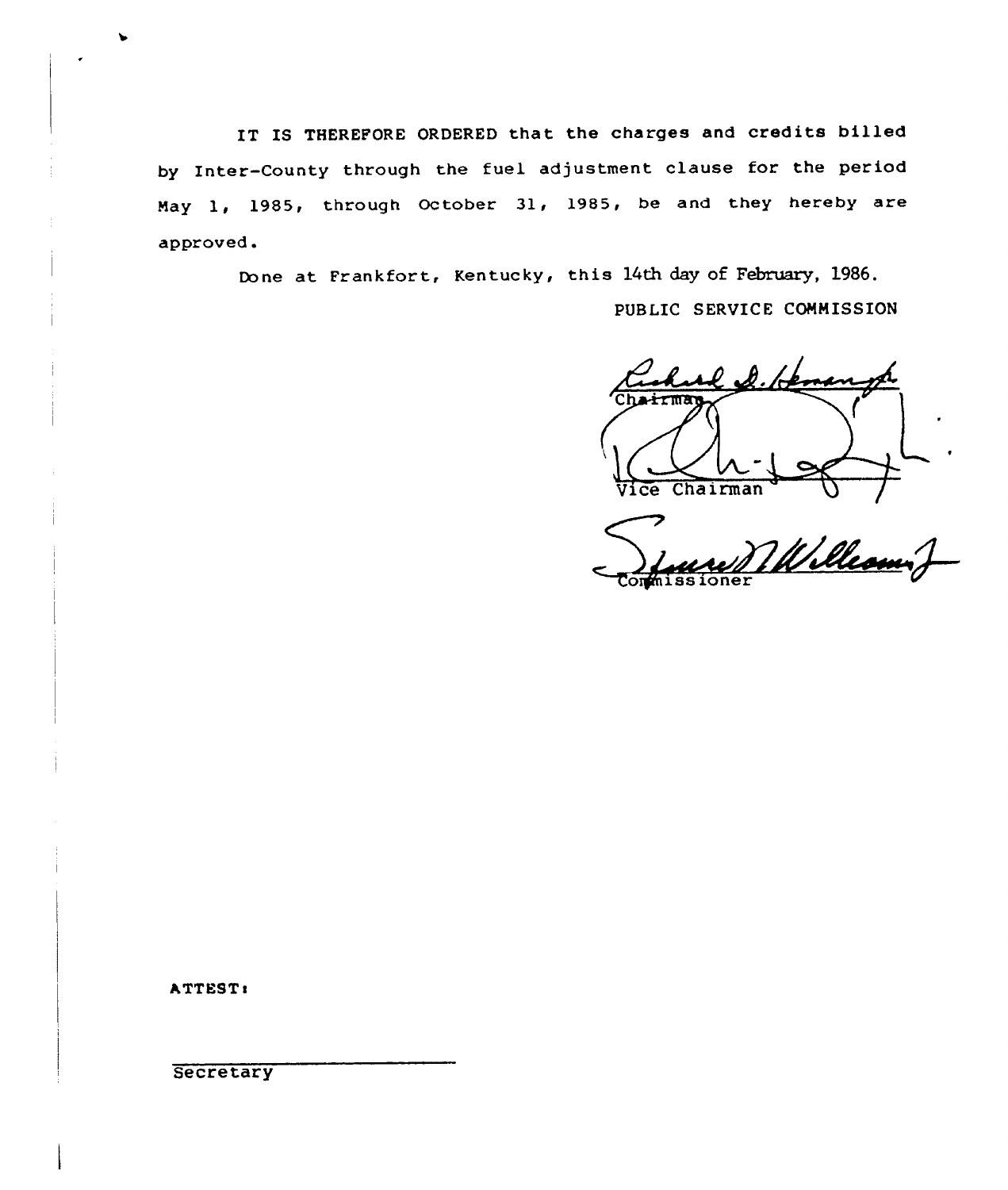IT IS THEREFORE ORDERED that the charges and credits billed by Inter-County through the fuel adjustment clause for the period May 1, 1985, through October 31, 1985, be and they hereby are approved.

Done at Frankfort, Kentucky, this 14th day of February, 1986.

PUBLIC SERVICE COMMISSION

Chairman

Vice Chairman

Commissioner

ATTEST:

Secretary